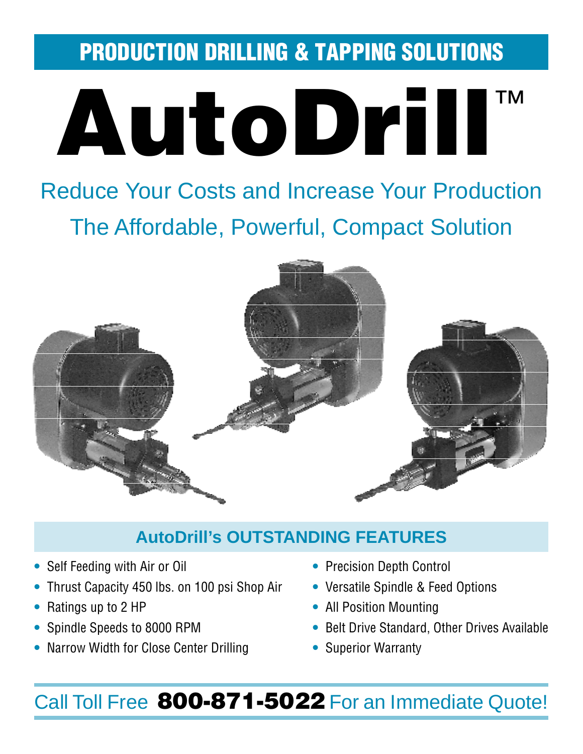# PRODUCTION DRILLING & TAPPING SOLUTIONS

# AutoDrill™

## Reduce Your Costs and Increase Your Production

## The Affordable, Powerful, Compact Solution

### AutoDrill's OUTSTANDING FEATURES

- Self Feeding with Air or Oil
- Thrust Capacity 450 lbs. on 100 psi Shop Air
- Ratings up to 2 HP
- Spindle Speeds to 8000 RPM
- Narrow Width for Close Center Drilling
- Precision Depth Control
- Versatile Spindle & Feed Options
- All Position Mounting
- Belt Drive Standard, Other Drives Available
- Superior Warranty

Call Toll Free **800-871-5022** For an Immediate Quote!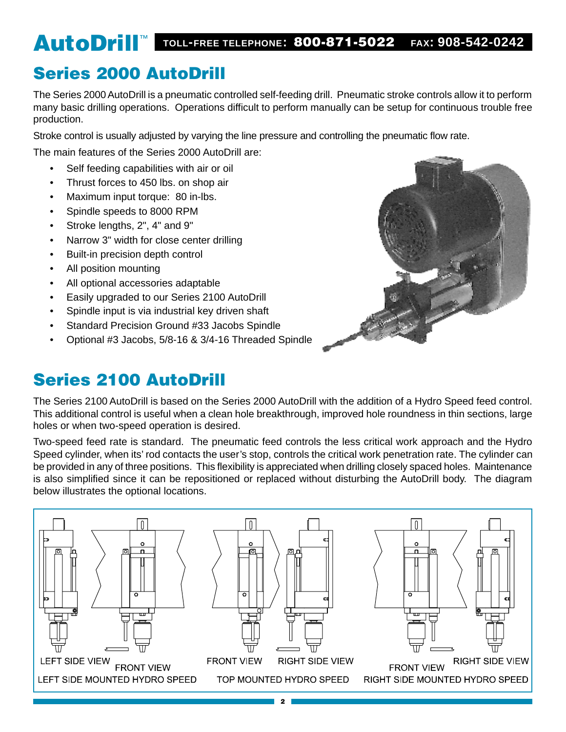## Series 2000 AutoDrill

The Series 2000 AutoDrill is a pneumatic controlled self-feeding drill. Pneumatic stroke controls allow it to perform many basic drilling operations. Operations difficult to perform manually can be setup for continuous trouble free production.

Stroke control is usually adjusted by varying the line pressure and controlling the pneumatic flow rate.

The main features of the Series 2000 AutoDrill are:

- Self feeding capabilities with air or oil
- Thrust forces to 450 lbs. on shop air
- Maximum input torque: 80 in-lbs.
- Spindle speeds to 8000 RPM
- Stroke lengths, 2", 4" and 9"
- Narrow 3" width for close center drilling
- Built-in precision depth control
- All position mounting
- All optional accessories adaptable
- Easily upgraded to our Series 2100 AutoDrill
- Spindle input is via industrial key driven shaft
- Standard Precision Ground #33 Jacobs Spindle
- Optional #3 Jacobs, 5/8-16 & 3/4-16 Threaded Spindle

## Series 2100 AutoDrill

The Series 2100 AutoDrill is based on the Series 2000 AutoDrill with the addition of a Hydro Speed feed control. This additional control is useful when a clean hole breakthrough, improved hole roundness in thin sections, large holes or when two-speed operation is desired.

Two-speed feed rate is standard. The pneumatic feed controls the less critical work approach and the Hydro Speed cylinder, when its' rod contacts the user's stop, controls the critical work penetration rate. The cylinder can be provided in any of three positions. This flexibility is appreciated when drilling closely spaced holes. Maintenance is also simplified since it can be repositioned or replaced without disturbing the AutoDrill body. The diagram below illustrates the optional locations.

LEFT SIDE VIEW FRONT VIEW
LEFT SIDE MOUNTED HYDRO SPEED

FRONT VIEW RIGHT SIDE VIEW
TOP MOUNTED HYDRO SPEED

FRONT VIEW RIGHT SIDE VIEW
RIGHT SIDE MOUNTED HYDRO SPEED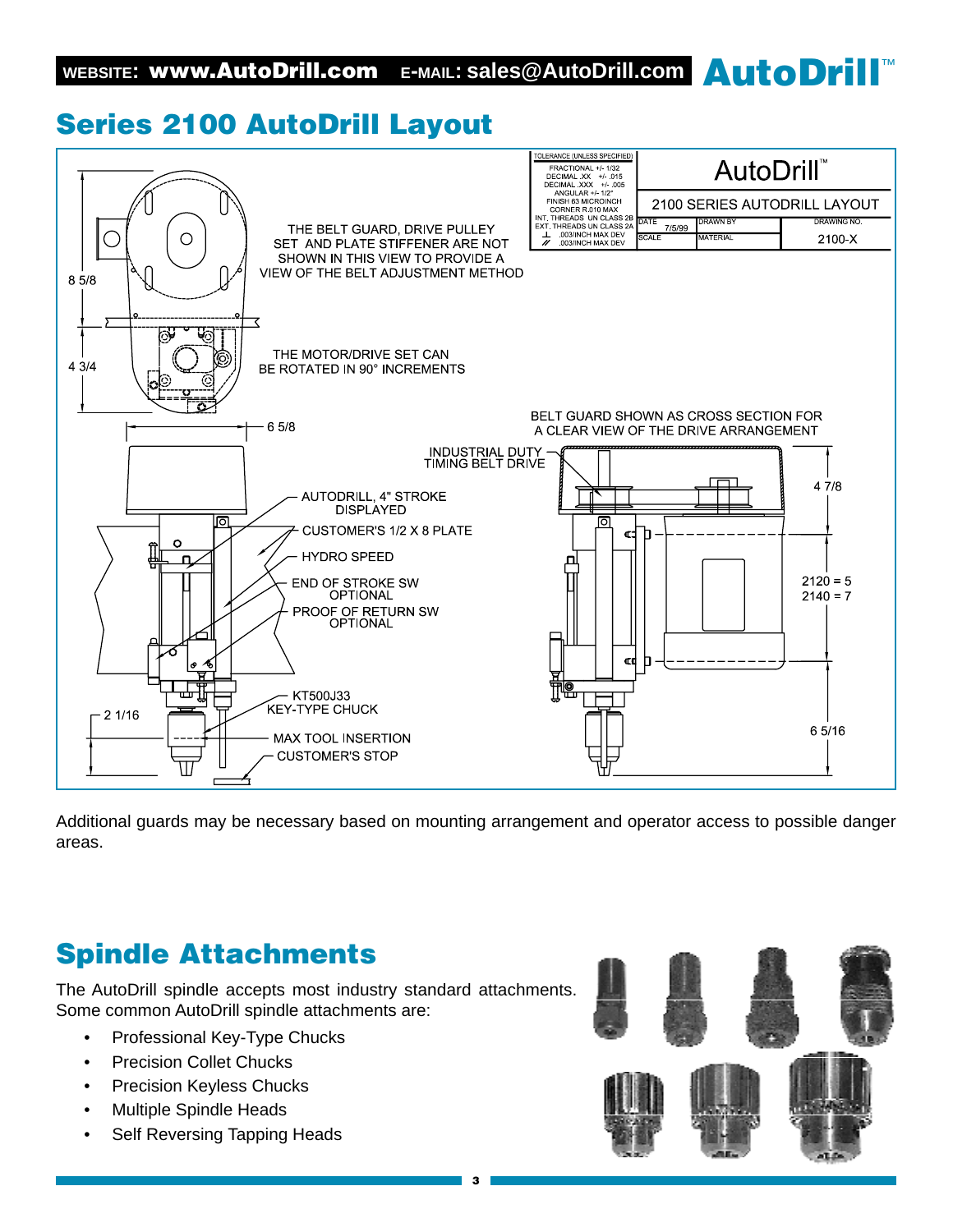## Series 2100 AutoDrill Layout

| TOLERANCE (UNLESS SPECIFIED) | AutoDrill™ | | |
|---|---|---|---|
| FRACTIONAL +/- 1/32<br>DECIMAL .XX +/- .015<br>DECIMAL .XXX +/- .005<br>ANGULAR +/- 1/2°<br>FINISH 63 MICROINCH<br>CORNER R.010 MAX<br>INT. THREADS UN CLASS 2B<br>EXT. THREADS UN CLASS 2A<br>⊥ .003/INCH MAX DEV<br>// .003/INCH MAX DEV | 2100 SERIES AUTODRILL LAYOUT | | |
| | DATE 7/5/99 | DRAWN BY | DRAWING NO. |
| | SCALE | MATERIAL | 2100-X |

THE BELT GUARD, DRIVE PULLEY SET AND PLATE STIFFENER ARE NOT SHOWN IN THIS VIEW TO PROVIDE A VIEW OF THE BELT ADJUSTMENT METHOD

THE MOTOR/DRIVE SET CAN BE ROTATED IN 90° INCREMENTS

BELT GUARD SHOWN AS CROSS SECTION FOR A CLEAR VIEW OF THE DRIVE ARRANGEMENT

8 5/8

4 3/4

6 5/8

4 7/8

2120 = 5
2140 = 7

6 5/16

2 1/16

INDUSTRIAL DUTY TIMING BELT DRIVE

AUTODRILL, 4" STROKE DISPLAYED

CUSTOMER'S 1/2 X 8 PLATE

HYDRO SPEED

END OF STROKE SW OPTIONAL

PROOF OF RETURN SW OPTIONAL

KT500J33 KEY-TYPE CHUCK

MAX TOOL INSERTION

CUSTOMER'S STOP

Additional guards may be necessary based on mounting arrangement and operator access to possible danger areas.

## Spindle Attachments

The AutoDrill spindle accepts most industry standard attachments. Some common AutoDrill spindle attachments are:

- Professional Key-Type Chucks
- Precision Collet Chucks
- Precision Keyless Chucks
- Multiple Spindle Heads
- Self Reversing Tapping Heads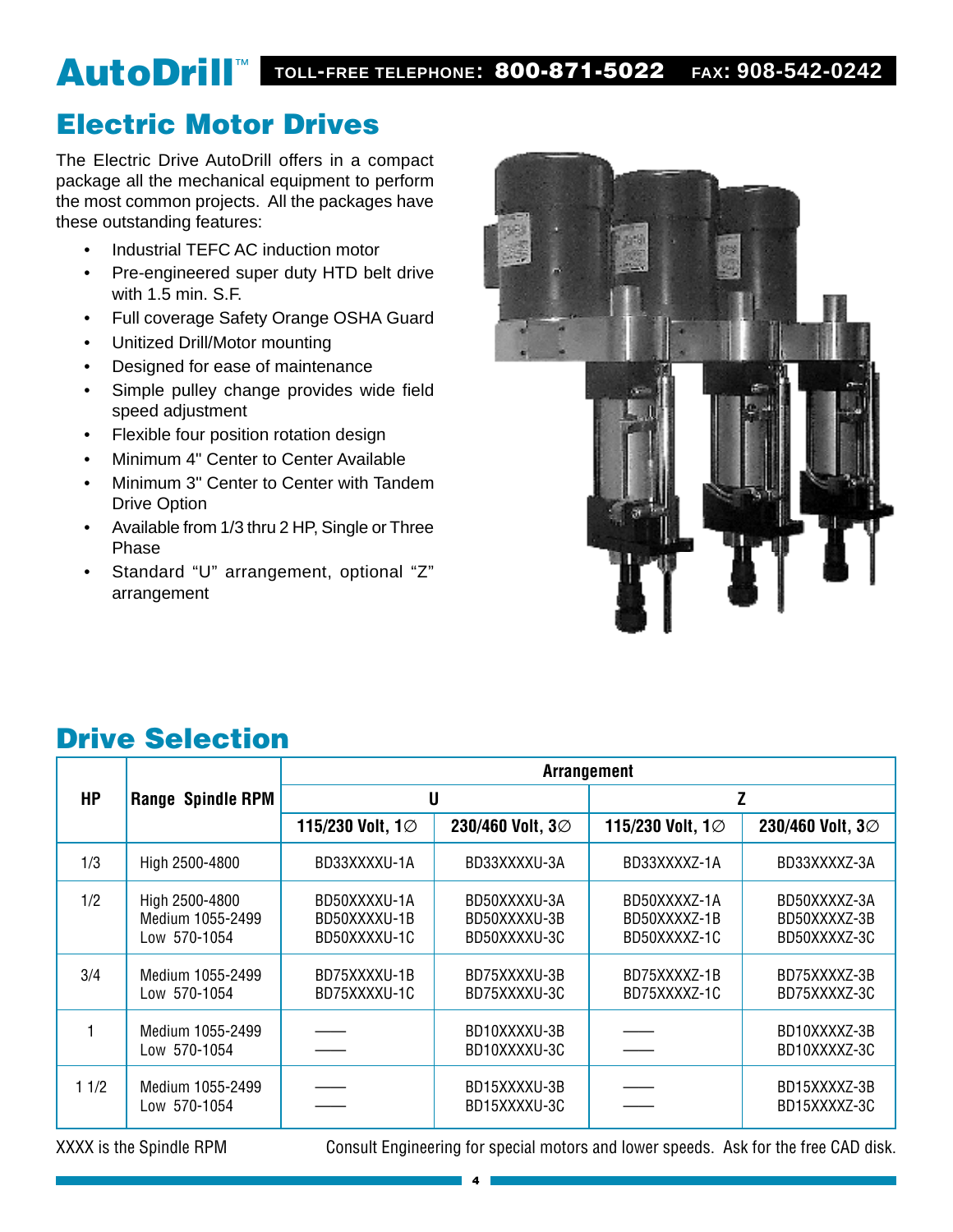# Electric Motor Drives

The Electric Drive AutoDrill offers in a compact package all the mechanical equipment to perform the most common projects. All the packages have these outstanding features:

- Industrial TEFC AC induction motor
- Pre-engineered super duty HTD belt drive with 1.5 min. S.F.
- Full coverage Safety Orange OSHA Guard
- Unitized Drill/Motor mounting
- Designed for ease of maintenance
- Simple pulley change provides wide field speed adjustment
- Flexible four position rotation design
- Minimum 4" Center to Center Available
- Minimum 3" Center to Center with Tandem Drive Option
- Available from 1/3 thru 2 HP, Single or Three Phase
- Standard "U" arrangement, optional "Z" arrangement

# Drive Selection

| HP | Range Spindle RPM | Arrangement | | | |
|---|---|---|---|---|---|
| | | U | | Z | |
| | | 115/230 Volt, 1∅ | 230/460 Volt, 3∅ | 115/230 Volt, 1∅ | 230/460 Volt, 3∅ |
| 1/3 | High 2500-4800 | BD33XXXXU-1A | BD33XXXXU-3A | BD33XXXXZ-1A | BD33XXXXZ-3A |
| 1/2 | High 2500-4800<br>Medium 1055-2499<br>Low 570-1054 | BD50XXXXU-1A<br>BD50XXXXU-1B<br>BD50XXXXU-1C | BD50XXXXU-3A<br>BD50XXXXU-3B<br>BD50XXXXU-3C | BD50XXXXZ-1A<br>BD50XXXXZ-1B<br>BD50XXXXZ-1C | BD50XXXXZ-3A<br>BD50XXXXZ-3B<br>BD50XXXXZ-3C |
| 3/4 | Medium 1055-2499<br>Low 570-1054 | BD75XXXXU-1B<br>BD75XXXXU-1C | BD75XXXXU-3B<br>BD75XXXXU-3C | BD75XXXXZ-1B<br>BD75XXXXZ-1C | BD75XXXXZ-3B<br>BD75XXXXZ-3C |
| 1 | Medium 1055-2499<br>Low 570-1054 | ——<br>—— | BD10XXXXU-3B<br>BD10XXXXU-3C | ——<br>—— | BD10XXXXZ-3B<br>BD10XXXXZ-3C |
| 1 1/2 | Medium 1055-2499<br>Low 570-1054 | ——<br>—— | BD15XXXXU-3B<br>BD15XXXXU-3C | ——<br>—— | BD15XXXXZ-3B<br>BD15XXXXZ-3C |

XXXX is the Spindle RPM

Consult Engineering for special motors and lower speeds. Ask for the free CAD disk.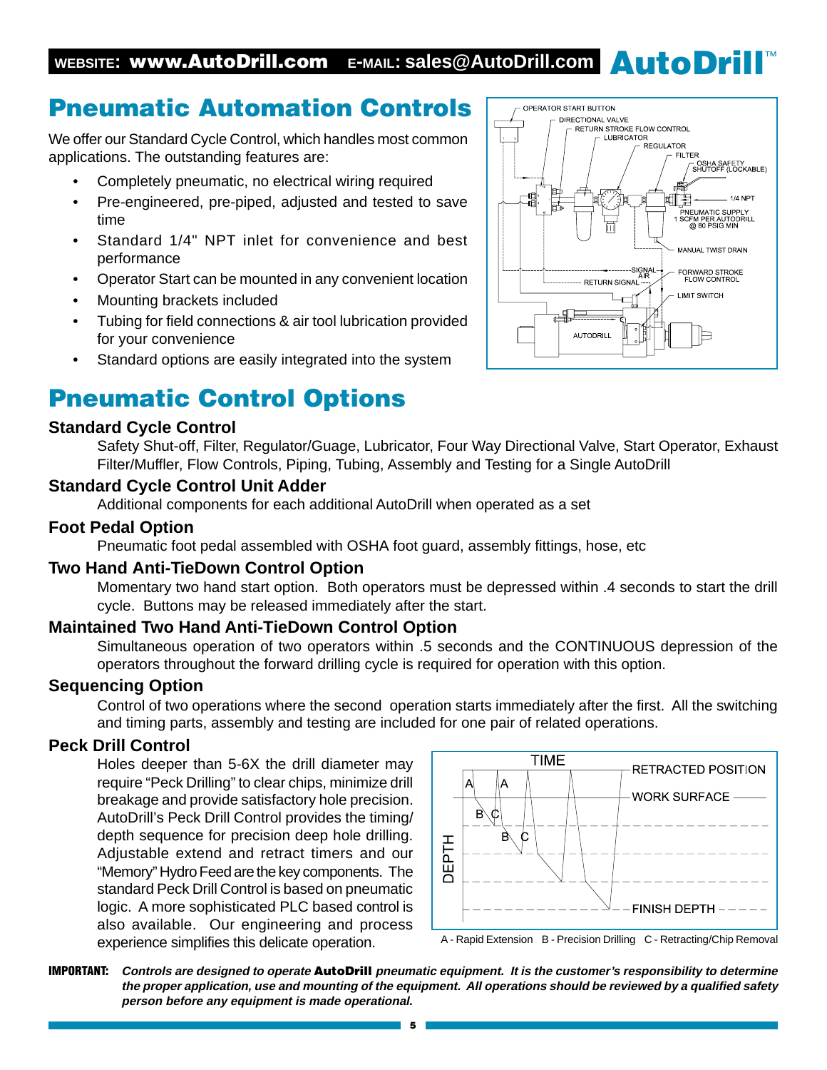# Pneumatic Automation Controls

We offer our Standard Cycle Control, which handles most common applications. The outstanding features are:

- Completely pneumatic, no electrical wiring required
- Pre-engineered, pre-piped, adjusted and tested to save time
- Standard 1/4" NPT inlet for convenience and best performance
- Operator Start can be mounted in any convenient location
- Mounting brackets included
- Tubing for field connections & air tool lubrication provided for your convenience
- Standard options are easily integrated into the system

# Pneumatic Control Options

### Standard Cycle Control

Safety Shut-off, Filter, Regulator/Guage, Lubricator, Four Way Directional Valve, Start Operator, Exhaust Filter/Muffler, Flow Controls, Piping, Tubing, Assembly and Testing for a Single AutoDrill

### Standard Cycle Control Unit Adder

Additional components for each additional AutoDrill when operated as a set

### Foot Pedal Option

Pneumatic foot pedal assembled with OSHA foot guard, assembly fittings, hose, etc

### Two Hand Anti-TieDown Control Option

Momentary two hand start option. Both operators must be depressed within .4 seconds to start the drill cycle. Buttons may be released immediately after the start.

### Maintained Two Hand Anti-TieDown Control Option

Simultaneous operation of two operators within .5 seconds and the CONTINUOUS depression of the operators throughout the forward drilling cycle is required for operation with this option.

### Sequencing Option

Control of two operations where the second operation starts immediately after the first. All the switching and timing parts, assembly and testing are included for one pair of related operations.

### Peck Drill Control

Holes deeper than 5-6X the drill diameter may require "Peck Drilling" to clear chips, minimize drill breakage and provide satisfactory hole precision. AutoDrill's Peck Drill Control provides the timing/depth sequence for precision deep hole drilling. Adjustable extend and retract timers and our "Memory" Hydro Feed are the key components. The standard Peck Drill Control is based on pneumatic logic. A more sophisticated PLC based control is also available. Our engineering and process experience simplifies this delicate operation.

A - Rapid Extension B - Precision Drilling C - Retracting/Chip Removal

**IMPORTANT:** ***Controls are designed to operate AutoDrill pneumatic equipment. It is the customer's responsibility to determine the proper application, use and mounting of the equipment. All operations should be reviewed by a qualified safety person before any equipment is made operational.***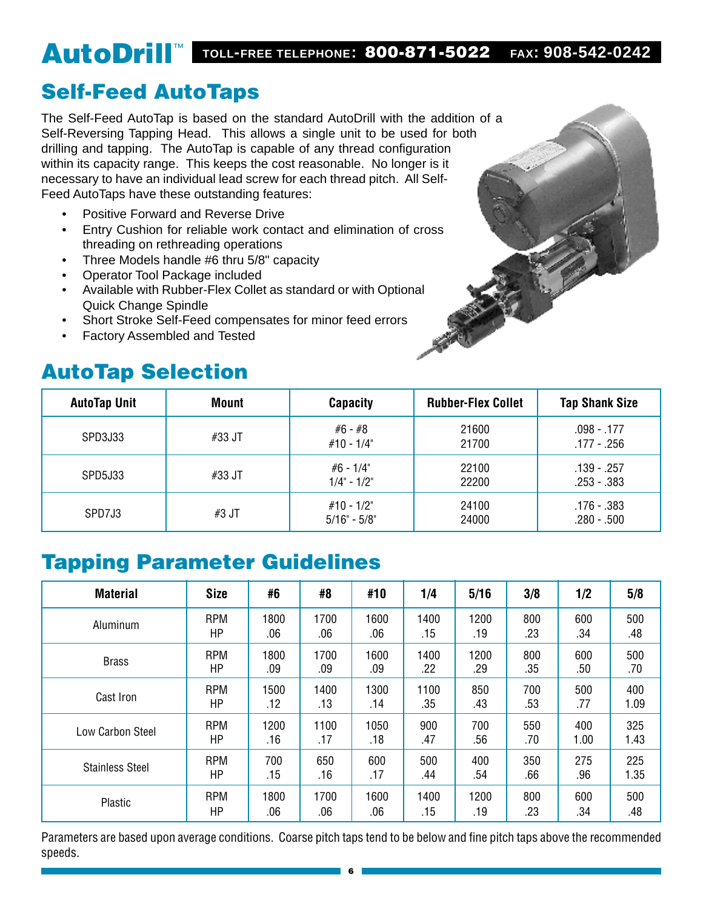# AutoDrill™

TOLL-FREE TELEPHONE: 800-871-5022 FAX: 908-542-0242

## Self-Feed AutoTaps

The Self-Feed AutoTap is based on the standard AutoDrill with the addition of a Self-Reversing Tapping Head. This allows a single unit to be used for both drilling and tapping. The AutoTap is capable of any thread configuration within its capacity range. This keeps the cost reasonable. No longer is it necessary to have an individual lead screw for each thread pitch. All Self-Feed AutoTaps have these outstanding features:

- Positive Forward and Reverse Drive
- Entry Cushion for reliable work contact and elimination of cross threading on rethreading operations
- Three Models handle #6 thru 5/8" capacity
- Operator Tool Package included
- Available with Rubber-Flex Collet as standard or with Optional Quick Change Spindle
- Short Stroke Self-Feed compensates for minor feed errors
- Factory Assembled and Tested

## AutoTap Selection

| AutoTap Unit | Mount | Capacity | Rubber-Flex Collet | Tap Shank Size |
|---|---|---|---|---|
| SPD3J33 | #33 JT | #6 - #8<br>#10 - 1/4" | 21600<br>21700 | .098 - .177<br>.177 - .256 |
| SPD5J33 | #33 JT | #6 - 1/4"<br>1/4" - 1/2" | 22100<br>22200 | .139 - .257<br>.253 - .383 |
| SPD7J3 | #3 JT | #10 - 1/2"<br>5/16" - 5/8" | 24100<br>24000 | .176 - .383<br>.280 - .500 |

## Tapping Parameter Guidelines

| Material | Size | #6 | #8 | #10 | 1/4 | 5/16 | 3/8 | 1/2 | 5/8 |
|---|---|---|---|---|---|---|---|---|---|
| Aluminum | RPM<br>HP | 1800<br>.06 | 1700<br>.06 | 1600<br>.06 | 1400<br>.15 | 1200<br>.19 | 800<br>.23 | 600<br>.34 | 500<br>.48 |
| Brass | RPM<br>HP | 1800<br>.09 | 1700<br>.09 | 1600<br>.09 | 1400<br>.22 | 1200<br>.29 | 800<br>.35 | 600<br>.50 | 500<br>.70 |
| Cast Iron | RPM<br>HP | 1500<br>.12 | 1400<br>.13 | 1300<br>.14 | 1100<br>.35 | 850<br>.43 | 700<br>.53 | 500<br>.77 | 400<br>1.09 |
| Low Carbon Steel | RPM<br>HP | 1200<br>.16 | 1100<br>.17 | 1050<br>.18 | 900<br>.47 | 700<br>.56 | 550<br>.70 | 400<br>1.00 | 325<br>1.43 |
| Stainless Steel | RPM<br>HP | 700<br>.15 | 650<br>.16 | 600<br>.17 | 500<br>.44 | 400<br>.54 | 350<br>.66 | 275<br>.96 | 225<br>1.35 |
| Plastic | RPM<br>HP | 1800<br>.06 | 1700<br>.06 | 1600<br>.06 | 1400<br>.15 | 1200<br>.19 | 800<br>.23 | 600<br>.34 | 500<br>.48 |

Parameters are based upon average conditions. Coarse pitch taps tend to be below and fine pitch taps above the recommended speeds.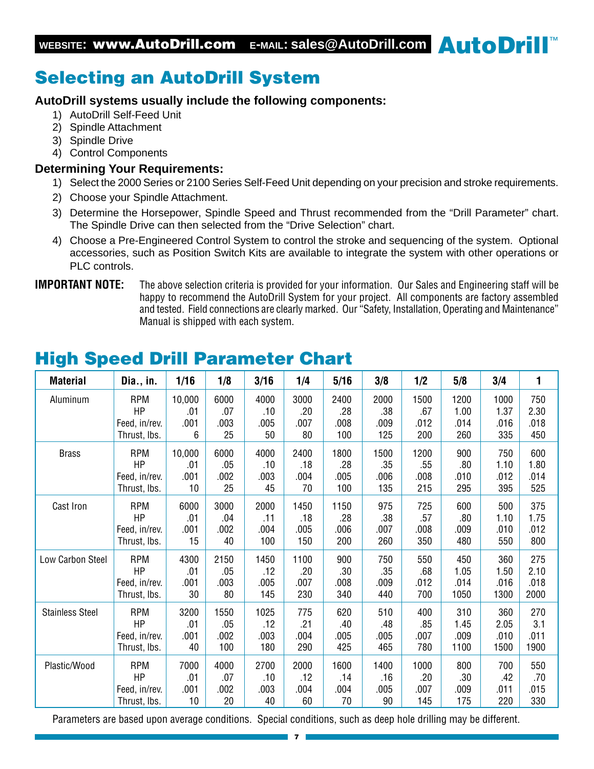## Selecting an AutoDrill System

**AutoDrill systems usually include the following components:**

1) AutoDrill Self-Feed Unit
2) Spindle Attachment
3) Spindle Drive
4) Control Components

**Determining Your Requirements:**

1) Select the 2000 Series or 2100 Series Self-Feed Unit depending on your precision and stroke requirements.
2) Choose your Spindle Attachment.
3) Determine the Horsepower, Spindle Speed and Thrust recommended from the "Drill Parameter" chart. The Spindle Drive can then selected from the "Drive Selection" chart.
4) Choose a Pre-Engineered Control System to control the stroke and sequencing of the system. Optional accessories, such as Position Switch Kits are available to integrate the system with other operations or PLC controls.

**IMPORTANT NOTE:** The above selection criteria is provided for your information. Our Sales and Engineering staff will be happy to recommend the AutoDrill System for your project. All components are factory assembled and tested. Field connections are clearly marked. Our "Safety, Installation, Operating and Maintenance" Manual is shipped with each system.

## High Speed Drill Parameter Chart

| Material | Dia., in. | 1/16 | 1/8 | 3/16 | 1/4 | 5/16 | 3/8 | 1/2 | 5/8 | 3/4 | 1 |
|---|---|---|---|---|---|---|---|---|---|---|---|
| Aluminum | RPM | 10,000 | 6000 | 4000 | 3000 | 2400 | 2000 | 1500 | 1200 | 1000 | 750 |
| | HP | .01 | .07 | .10 | .20 | .28 | .38 | .67 | 1.00 | 1.37 | 2.30 |
| | Feed, in/rev. | .001 | .003 | .005 | .007 | .008 | .009 | .012 | .014 | .016 | .018 |
| | Thrust, lbs. | 6 | 25 | 50 | 80 | 100 | 125 | 200 | 260 | 335 | 450 |
| Brass | RPM | 10,000 | 6000 | 4000 | 2400 | 1800 | 1500 | 1200 | 900 | 750 | 600 |
| | HP | .01 | .05 | .10 | .18 | .28 | .35 | .55 | .80 | 1.10 | 1.80 |
| | Feed, in/rev. | .001 | .002 | .003 | .004 | .005 | .006 | .008 | .010 | .012 | .014 |
| | Thrust, lbs. | 10 | 25 | 45 | 70 | 100 | 135 | 215 | 295 | 395 | 525 |
| Cast Iron | RPM | 6000 | 3000 | 2000 | 1450 | 1150 | 975 | 725 | 600 | 500 | 375 |
| | HP | .01 | .04 | .11 | .18 | .28 | .38 | .57 | .80 | 1.10 | 1.75 |
| | Feed, in/rev. | .001 | .002 | .004 | .005 | .006 | .007 | .008 | .009 | .010 | .012 |
| | Thrust, lbs. | 15 | 40 | 100 | 150 | 200 | 260 | 350 | 480 | 550 | 800 |
| Low Carbon Steel | RPM | 4300 | 2150 | 1450 | 1100 | 900 | 750 | 550 | 450 | 360 | 275 |
| | HP | .01 | .05 | .12 | .20 | .30 | .35 | .68 | 1.05 | 1.50 | 2.10 |
| | Feed, in/rev. | .001 | .003 | .005 | .007 | .008 | .009 | .012 | .014 | .016 | .018 |
| | Thrust, lbs. | 30 | 80 | 145 | 230 | 340 | 440 | 700 | 1050 | 1300 | 2000 |
| Stainless Steel | RPM | 3200 | 1550 | 1025 | 775 | 620 | 510 | 400 | 310 | 360 | 270 |
| | HP | .01 | .05 | .12 | .21 | .40 | .48 | .85 | 1.45 | 2.05 | 3.1 |
| | Feed, in/rev. | .001 | .002 | .003 | .004 | .005 | .005 | .007 | .009 | .010 | .011 |
| | Thrust, lbs. | 40 | 100 | 180 | 290 | 425 | 465 | 780 | 1100 | 1500 | 1900 |
| Plastic/Wood | RPM | 7000 | 4000 | 2700 | 2000 | 1600 | 1400 | 1000 | 800 | 700 | 550 |
| | HP | .01 | .07 | .10 | .12 | .14 | .16 | .20 | .30 | .42 | .70 |
| | Feed, in/rev. | .001 | .002 | .003 | .004 | .004 | .005 | .007 | .009 | .011 | .015 |
| | Thrust, lbs. | 10 | 20 | 40 | 60 | 70 | 90 | 145 | 175 | 220 | 330 |

Parameters are based upon average conditions. Special conditions, such as deep hole drilling may be different.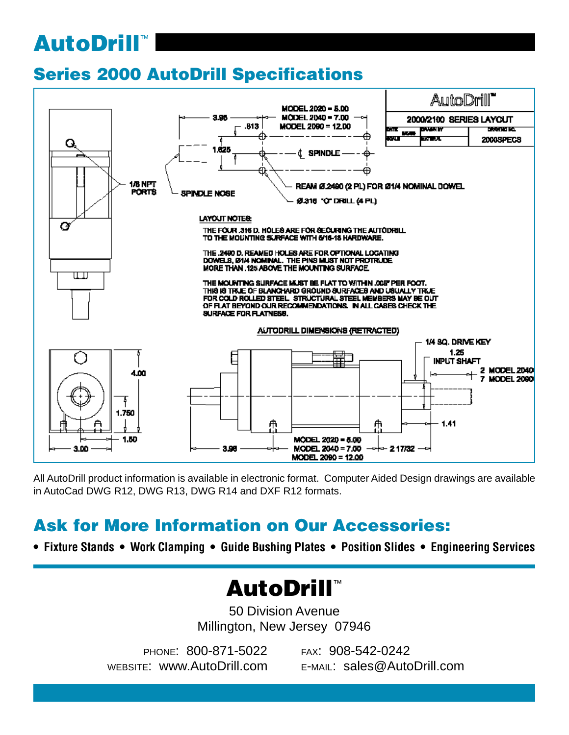# AutoDrill™

## Series 2000 AutoDrill Specifications

AutoDrill™

2000/2100 SERIES LAYOUT

DRAWING NO. 2000SPECS

MODEL 2020 = 5.00
MODEL 2040 = 7.00
MODEL 2090 = 12.00

3.95

.813

1.625

SPINDLE

1/8 NPT PORTS

SPINDLE NOSE

REAM Ø.2490 (2 PL) FOR Ø1/4 NOMINAL DOWEL

Ø.316 "O" DRILL (4 PL)

LAYOUT NOTES:

THE FOUR .316 D. HOLES ARE FOR SECURING THE AUTODRILL TO THE MOUNTING SURFACE WITH 5/16-18 HARDWARE.

THE .2490 D. REAMED HOLES ARE FOR OPTIONAL LOCATING DOWELS, Ø1/4 NOMINAL. THE PINS MUST NOT PROTRUDE MORE THAN .125 ABOVE THE MOUNTING SURFACE.

THE MOUNTING SURFACE MUST BE FLAT TO WITHIN .005" PER FOOT. THIS IS TRUE OF BLANCHARD GROUND SURFACES AND USUALLY TRUE FOR COLD ROLLED STEEL. STRUCTURAL STEEL MEMBERS MAY BE OUT OF FLAT BEYOND OUR RECOMMENDATIONS. IN ALL CASES CHECK THE SURFACE FOR FLATNESS.

AUTODRILL DIMENSIONS (RETRACTED)

1/4 SQ. DRIVE KEY

1.25 INPUT SHAFT

2 MODEL 2040
7 MODEL 2090

4.00

1.750

1.50

3.00

1.41

3.95

MODEL 2020 = 5.00
MODEL 2040 = 7.00
MODEL 2090 = 12.00

2 17/32

All AutoDrill product information is available in electronic format. Computer Aided Design drawings are available in AutoCad DWG R12, DWG R13, DWG R14 and DXF R12 formats.

## Ask for More Information on Our Accessories:

- **Fixture Stands** • **Work Clamping** • **Guide Bushing Plates** • **Position Slides** • **Engineering Services**

**AutoDrill™**

50 Division Avenue
Millington, New Jersey 07946

PHONE: 800-871-5022
FAX: 908-542-0242
WEBSITE: www.AutoDrill.com
E-MAIL: sales@AutoDrill.com